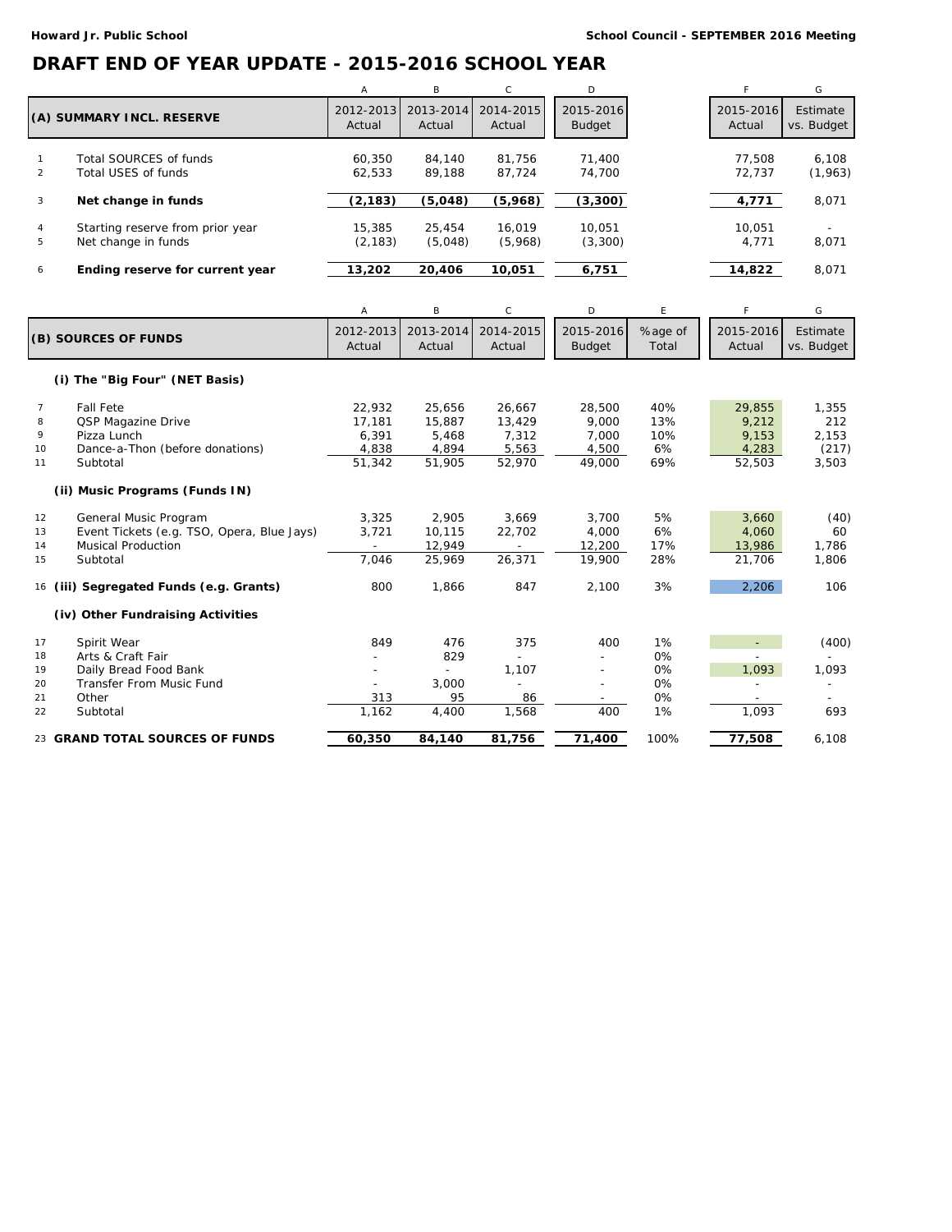**Howard Jr. Public School** — **School Council - SEPTEMBER 2016 Meeting**

# DRAFT END OF YEAR UPDATE - 2015-2016 SCHOOL YEAR

| | | A | B | C | D | | F | G |
|---|---|---|---|---|---|---|---|---|
| | **(A) SUMMARY INCL. RESERVE** | 2012-2013 Actual | 2013-2014 Actual | 2014-2015 Actual | 2015-2016 Budget | | 2015-2016 Actual | Estimate vs. Budget |
| 1 | Total SOURCES of funds | 60,350 | 84,140 | 81,756 | 71,400 | | 77,508 | 6,108 |
| 2 | Total USES of funds | 62,533 | 89,188 | 87,724 | 74,700 | | 72,737 | (1,963) |
| 3 | **Net change in funds** | **(2,183)** | **(5,048)** | **(5,968)** | **(3,300)** | | **4,771** | 8,071 |
| 4 | Starting reserve from prior year | 15,385 | 25,454 | 16,019 | 10,051 | | 10,051 | - |
| 5 | Net change in funds | (2,183) | (5,048) | (5,968) | (3,300) | | 4,771 | 8,071 |
| 6 | **Ending reserve for current year** | **13,202** | **20,406** | **10,051** | **6,751** | | **14,822** | 8,071 |

| | | A | B | C | D | E | F | G |
|---|---|---|---|---|---|---|---|---|
| | **(B) SOURCES OF FUNDS** | 2012-2013 Actual | 2013-2014 Actual | 2014-2015 Actual | 2015-2016 Budget | %age of Total | 2015-2016 Actual | Estimate vs. Budget |
| | **(i) The "Big Four" (NET Basis)** | | | | | | | |
| 7 | Fall Fete | 22,932 | 25,656 | 26,667 | 28,500 | 40% | 29,855 | 1,355 |
| 8 | QSP Magazine Drive | 17,181 | 15,887 | 13,429 | 9,000 | 13% | 9,212 | 212 |
| 9 | Pizza Lunch | 6,391 | 5,468 | 7,312 | 7,000 | 10% | 9,153 | 2,153 |
| 10 | Dance-a-Thon (before donations) | 4,838 | 4,894 | 5,563 | 4,500 | 6% | 4,283 | (217) |
| 11 | Subtotal | 51,342 | 51,905 | 52,970 | 49,000 | 69% | 52,503 | 3,503 |
| | **(ii) Music Programs (Funds IN)** | | | | | | | |
| 12 | General Music Program | 3,325 | 2,905 | 3,669 | 3,700 | 5% | 3,660 | (40) |
| 13 | Event Tickets (e.g. TSO, Opera, Blue Jays) | 3,721 | 10,115 | 22,702 | 4,000 | 6% | 4,060 | 60 |
| 14 | Musical Production | - | 12,949 | - | 12,200 | 17% | 13,986 | 1,786 |
| 15 | Subtotal | 7,046 | 25,969 | 26,371 | 19,900 | 28% | 21,706 | 1,806 |
| 16 | **(iii) Segregated Funds (e.g. Grants)** | 800 | 1,866 | 847 | 2,100 | 3% | 2,206 | 106 |
| | **(iv) Other Fundraising Activities** | | | | | | | |
| 17 | Spirit Wear | 849 | 476 | 375 | 400 | 1% | - | (400) |
| 18 | Arts & Craft Fair | - | 829 | - | - | 0% | - | - |
| 19 | Daily Bread Food Bank | - | - | 1,107 | - | 0% | 1,093 | 1,093 |
| 20 | Transfer From Music Fund | - | 3,000 | - | - | 0% | - | - |
| 21 | Other | 313 | 95 | 86 | - | 0% | - | - |
| 22 | Subtotal | 1,162 | 4,400 | 1,568 | 400 | 1% | 1,093 | 693 |
| 23 | **GRAND TOTAL SOURCES OF FUNDS** | **60,350** | **84,140** | **81,756** | **71,400** | 100% | **77,508** | 6,108 |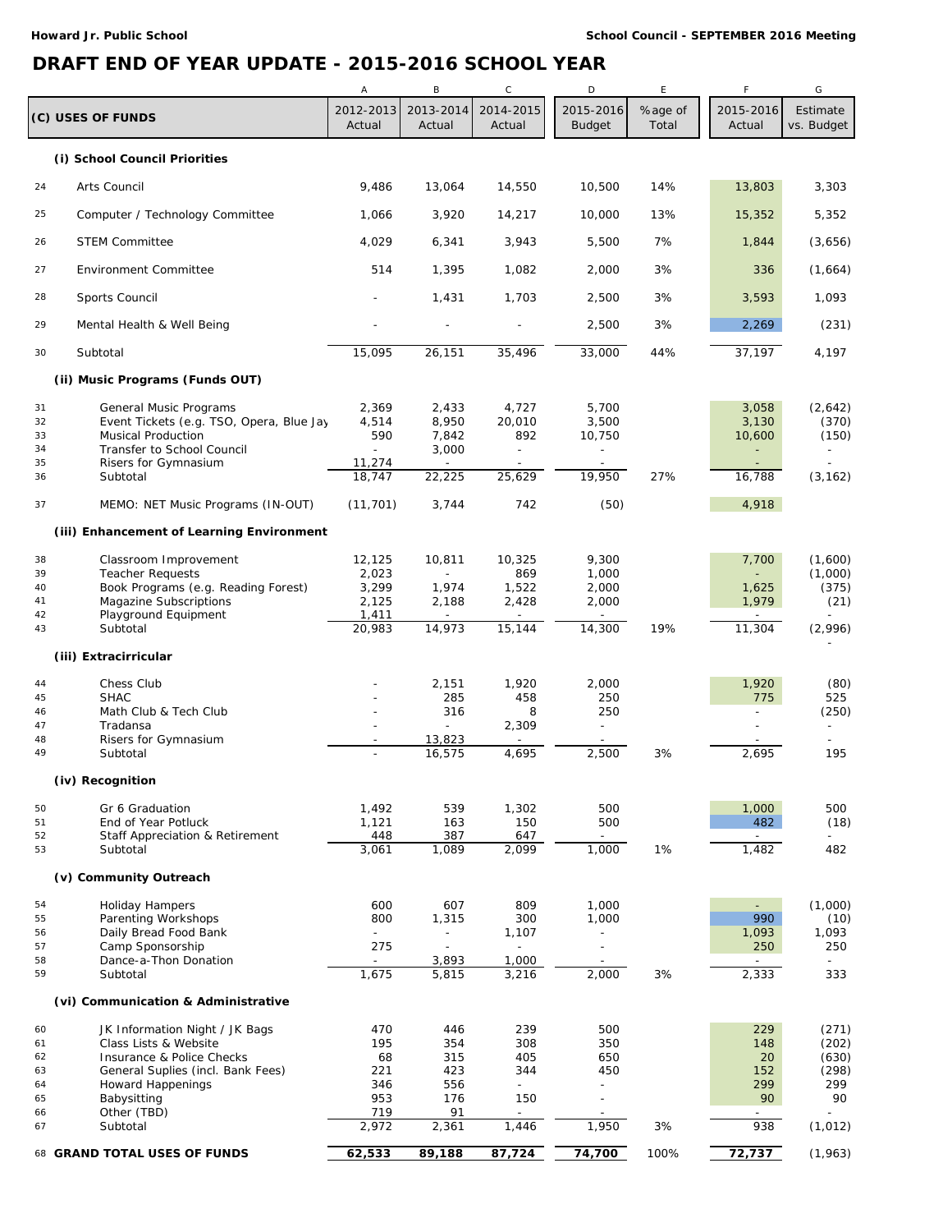Howard Jr. Public School

School Council - SEPTEMBER 2016 Meeting

# DRAFT END OF YEAR UPDATE - 2015-2016 SCHOOL YEAR

| | | A | B | C | D | E | F | G |
|---|---|---|---|---|---|---|---|---|
| | **(C) USES OF FUNDS** | 2012-2013 Actual | 2013-2014 Actual | 2014-2015 Actual | 2015-2016 Budget | %age of Total | 2015-2016 Actual | Estimate vs. Budget |
| | **(i) School Council Priorities** | | | | | | | |
| 24 | Arts Council | 9,486 | 13,064 | 14,550 | 10,500 | 14% | 13,803 | 3,303 |
| 25 | Computer / Technology Committee | 1,066 | 3,920 | 14,217 | 10,000 | 13% | 15,352 | 5,352 |
| 26 | STEM Committee | 4,029 | 6,341 | 3,943 | 5,500 | 7% | 1,844 | (3,656) |
| 27 | Environment Committee | 514 | 1,395 | 1,082 | 2,000 | 3% | 336 | (1,664) |
| 28 | Sports Council | - | 1,431 | 1,703 | 2,500 | 3% | 3,593 | 1,093 |
| 29 | Mental Health & Well Being | - | - | - | 2,500 | 3% | 2,269 | (231) |
| 30 | Subtotal | 15,095 | 26,151 | 35,496 | 33,000 | 44% | 37,197 | 4,197 |
| | **(ii) Music Programs (Funds OUT)** | | | | | | | |
| 31 | General Music Programs | 2,369 | 2,433 | 4,727 | 5,700 | | 3,058 | (2,642) |
| 32 | Event Tickets (e.g. TSO, Opera, Blue Jay | 4,514 | 8,950 | 20,010 | 3,500 | | 3,130 | (370) |
| 33 | Musical Production | 590 | 7,842 | 892 | 10,750 | | 10,600 | (150) |
| 34 | Transfer to School Council | - | 3,000 | - | - | | - | - |
| 35 | Risers for Gymnasium | 11,274 | - | - | - | | - | - |
| 36 | Subtotal | 18,747 | 22,225 | 25,629 | 19,950 | 27% | 16,788 | (3,162) |
| 37 | MEMO: NET Music Programs (IN-OUT) | (11,701) | 3,744 | 742 | (50) | | 4,918 | |
| | **(iii) Enhancement of Learning Environment** | | | | | | | |
| 38 | Classroom Improvement | 12,125 | 10,811 | 10,325 | 9,300 | | 7,700 | (1,600) |
| 39 | Teacher Requests | 2,023 | - | 869 | 1,000 | | - | (1,000) |
| 40 | Book Programs (e.g. Reading Forest) | 3,299 | 1,974 | 1,522 | 2,000 | | 1,625 | (375) |
| 41 | Magazine Subscriptions | 2,125 | 2,188 | 2,428 | 2,000 | | 1,979 | (21) |
| 42 | Playground Equipment | 1,411 | - | - | - | | - | - |
| 43 | Subtotal | 20,983 | 14,973 | 15,144 | 14,300 | 19% | 11,304 | (2,996) |
| | **(iii) Extracirricular** | | | | | | | - |
| 44 | Chess Club | - | 2,151 | 1,920 | 2,000 | | 1,920 | (80) |
| 45 | SHAC | - | 285 | 458 | 250 | | 775 | 525 |
| 46 | Math Club & Tech Club | - | 316 | 8 | 250 | | - | (250) |
| 47 | Tradansa | - | - | 2,309 | - | | - | - |
| 48 | Risers for Gymnasium | - | 13,823 | - | - | | - | - |
| 49 | Subtotal | - | 16,575 | 4,695 | 2,500 | 3% | 2,695 | 195 |
| | **(iv) Recognition** | | | | | | | |
| 50 | Gr 6 Graduation | 1,492 | 539 | 1,302 | 500 | | 1,000 | 500 |
| 51 | End of Year Potluck | 1,121 | 163 | 150 | 500 | | 482 | (18) |
| 52 | Staff Appreciation & Retirement | 448 | 387 | 647 | - | | - | - |
| 53 | Subtotal | 3,061 | 1,089 | 2,099 | 1,000 | 1% | 1,482 | 482 |
| | **(v) Community Outreach** | | | | | | | |
| 54 | Holiday Hampers | 600 | 607 | 809 | 1,000 | | - | (1,000) |
| 55 | Parenting Workshops | 800 | 1,315 | 300 | 1,000 | | 990 | (10) |
| 56 | Daily Bread Food Bank | - | - | 1,107 | - | | 1,093 | 1,093 |
| 57 | Camp Sponsorship | 275 | - | - | - | | 250 | 250 |
| 58 | Dance-a-Thon Donation | - | 3,893 | 1,000 | - | | - | - |
| 59 | Subtotal | 1,675 | 5,815 | 3,216 | 2,000 | 3% | 2,333 | 333 |
| | **(vi) Communication & Administrative** | | | | | | | |
| 60 | JK Information Night / JK Bags | 470 | 446 | 239 | 500 | | 229 | (271) |
| 61 | Class Lists & Website | 195 | 354 | 308 | 350 | | 148 | (202) |
| 62 | Insurance & Police Checks | 68 | 315 | 405 | 650 | | 20 | (630) |
| 63 | General Suplies (incl. Bank Fees) | 221 | 423 | 344 | 450 | | 152 | (298) |
| 64 | Howard Happenings | 346 | 556 | - | - | | 299 | 299 |
| 65 | Babysitting | 953 | 176 | 150 | - | | 90 | 90 |
| 66 | Other (TBD) | 719 | 91 | - | - | | - | - |
| 67 | Subtotal | 2,972 | 2,361 | 1,446 | 1,950 | 3% | 938 | (1,012) |
| 68 | **GRAND TOTAL USES OF FUNDS** | **62,533** | **89,188** | **87,724** | **74,700** | 100% | **72,737** | (1,963) |